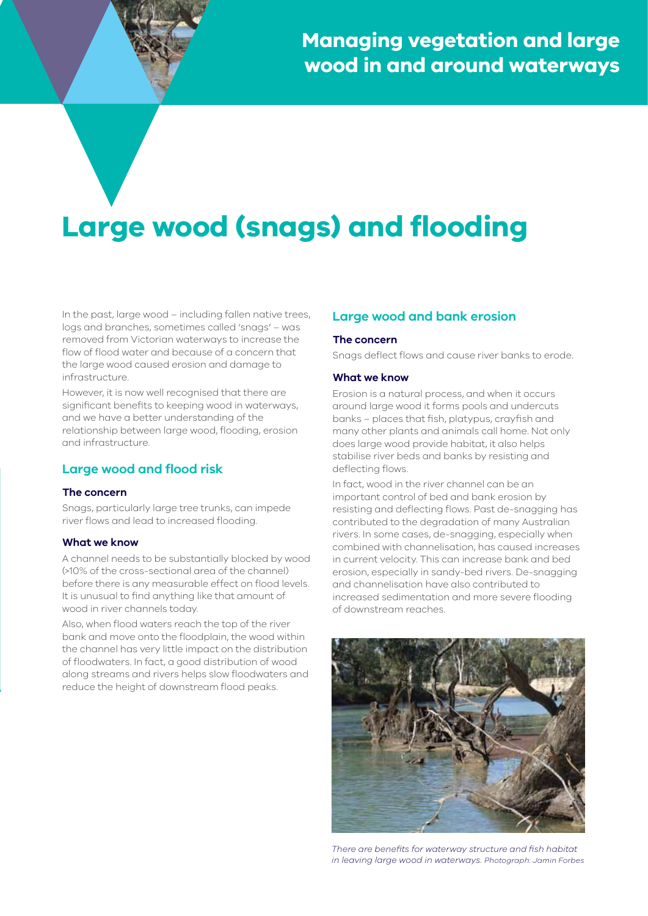# Managing vegetation and large wood in and around waterways

# Large wood (snags) and flooding

In the past, large wood – including fallen native trees, logs and branches, sometimes called 'snags' – was removed from Victorian waterways to increase the flow of flood water and because of a concern that the large wood caused erosion and damage to infrastructure.

However, it is now well recognised that there are significant benefits to keeping wood in waterways, and we have a better understanding of the relationship between large wood, flooding, erosion and infrastructure.

## Large wood and flood risk

### The concern

Snags, particularly large tree trunks, can impede river flows and lead to increased flooding.

### What we know

A channel needs to be substantially blocked by wood (>10% of the cross-sectional area of the channel) before there is any measurable effect on flood levels. It is unusual to find anything like that amount of wood in river channels today.

Also, when flood waters reach the top of the river bank and move onto the floodplain, the wood within the channel has very little impact on the distribution of floodwaters. In fact, a good distribution of wood along streams and rivers helps slow floodwaters and reduce the height of downstream flood peaks.

## Large wood and bank erosion

### The concern

Snags deflect flows and cause river banks to erode.

### What we know

Erosion is a natural process, and when it occurs around large wood it forms pools and undercuts banks – places that fish, platypus, crayfish and many other plants and animals call home. Not only does large wood provide habitat, it also helps stabilise river beds and banks by resisting and deflecting flows.

In fact, wood in the river channel can be an important control of bed and bank erosion by resisting and deflecting flows. Past de-snagging has contributed to the degradation of many Australian rivers. In some cases, de-snagging, especially when combined with channelisation, has caused increases in current velocity. This can increase bank and bed erosion, especially in sandy-bed rivers. De-snagging and channelisation have also contributed to increased sedimentation and more severe flooding of downstream reaches.

*There are benefits for waterway structure and fish habitat in leaving large wood in waterways.* Photograph: Jamin Forbes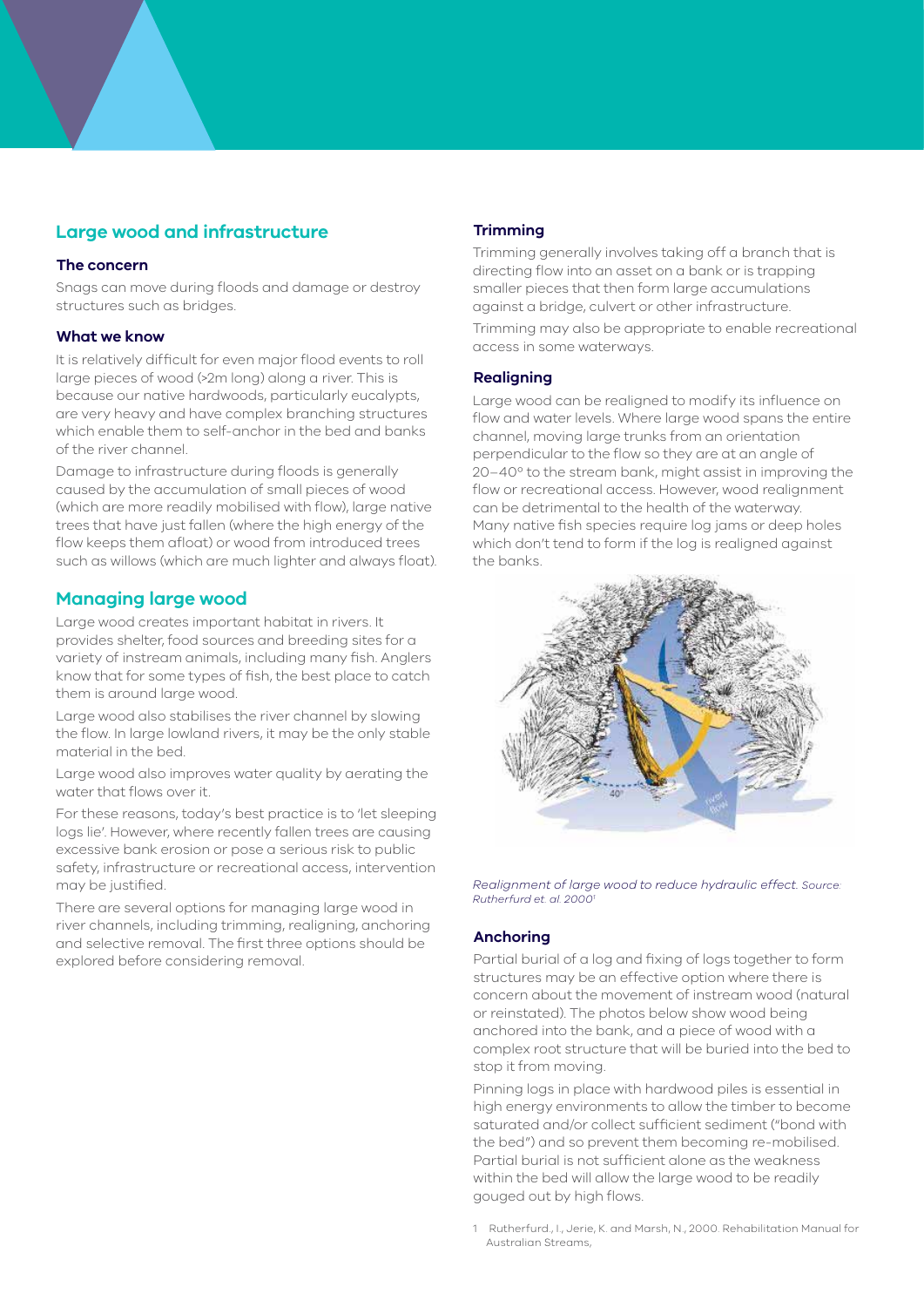## Large wood and infrastructure

### The concern

Snags can move during floods and damage or destroy structures such as bridges.

### What we know

It is relatively difficult for even major flood events to roll large pieces of wood (>2m long) along a river. This is because our native hardwoods, particularly eucalypts, are very heavy and have complex branching structures which enable them to self-anchor in the bed and banks of the river channel.

Damage to infrastructure during floods is generally caused by the accumulation of small pieces of wood (which are more readily mobilised with flow), large native trees that have just fallen (where the high energy of the flow keeps them afloat) or wood from introduced trees such as willows (which are much lighter and always float).

## Managing large wood

Large wood creates important habitat in rivers. It provides shelter, food sources and breeding sites for a variety of instream animals, including many fish. Anglers know that for some types of fish, the best place to catch them is around large wood.

Large wood also stabilises the river channel by slowing the flow. In large lowland rivers, it may be the only stable material in the bed.

Large wood also improves water quality by aerating the water that flows over it.

For these reasons, today's best practice is to 'let sleeping logs lie'. However, where recently fallen trees are causing excessive bank erosion or pose a serious risk to public safety, infrastructure or recreational access, intervention may be justified.

There are several options for managing large wood in river channels, including trimming, realigning, anchoring and selective removal. The first three options should be explored before considering removal.

### Trimming

Trimming generally involves taking off a branch that is directing flow into an asset on a bank or is trapping smaller pieces that then form large accumulations against a bridge, culvert or other infrastructure.

Trimming may also be appropriate to enable recreational access in some waterways.

### Realigning

Large wood can be realigned to modify its influence on flow and water levels. Where large wood spans the entire channel, moving large trunks from an orientation perpendicular to the flow so they are at an angle of 20–40º to the stream bank, might assist in improving the flow or recreational access. However, wood realignment can be detrimental to the health of the waterway. Many native fish species require log jams or deep holes which don't tend to form if the log is realigned against the banks.

*Realignment of large wood to reduce hydraulic effect. Source: Rutherfurd et. al. 2000*[1]

### Anchoring

Partial burial of a log and fixing of logs together to form structures may be an effective option where there is concern about the movement of instream wood (natural or reinstated). The photos below show wood being anchored into the bank, and a piece of wood with a complex root structure that will be buried into the bed to stop it from moving.

Pinning logs in place with hardwood piles is essential in high energy environments to allow the timber to become saturated and/or collect sufficient sediment ("bond with the bed") and so prevent them becoming re-mobilised. Partial burial is not sufficient alone as the weakness within the bed will allow the large wood to be readily gouged out by high flows.

1 Rutherfurd., I., Jerie, K. and Marsh, N., 2000. Rehabilitation Manual for Australian Streams,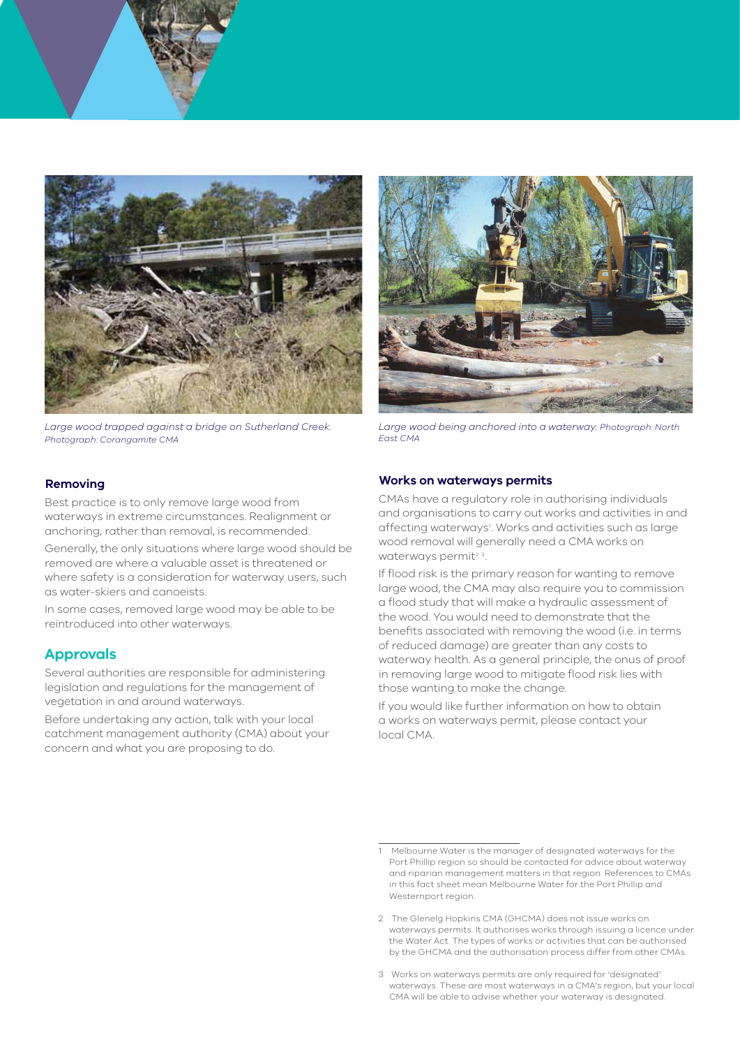*Large wood trapped against a bridge on Sutherland Creek. Photograph: Corangamite CMA*

*Large wood being anchored into a waterway. Photograph: North East CMA*

### Removing

Best practice is to only remove large wood from waterways in extreme circumstances. Realignment or anchoring, rather than removal, is recommended.

Generally, the only situations where large wood should be removed are where a valuable asset is threatened or where safety is a consideration for waterway users, such as water-skiers and canoeists.

In some cases, removed large wood may be able to be reintroduced into other waterways.

## Approvals

Several authorities are responsible for administering legislation and regulations for the management of vegetation in and around waterways.

Before undertaking any action, talk with your local catchment management authority (CMA) about your concern and what you are proposing to do.

### Works on waterways permits

CMAs have a regulatory role in authorising individuals and organisations to carry out works and activities in and affecting waterways[1]. Works and activities such as large wood removal will generally need a CMA works on waterways permit[2 3].

If flood risk is the primary reason for wanting to remove large wood, the CMA may also require you to commission a flood study that will make a hydraulic assessment of the wood. You would need to demonstrate that the benefits associated with removing the wood (i.e. in terms of reduced damage) are greater than any costs to waterway health. As a general principle, the onus of proof in removing large wood to mitigate flood risk lies with those wanting to make the change.

If you would like further information on how to obtain a works on waterways permit, please contact your local CMA.

---

1 Melbourne Water is the manager of designated waterways for the Port Phillip region so should be contacted for advice about waterway and riparian management matters in that region. References to CMAs in this fact sheet mean Melbourne Water for the Port Phillip and Westernport region.

2 The Glenelg Hopkins CMA (GHCMA) does not issue works on waterways permits. It authorises works through issuing a licence under the Water Act. The types of works or activities that can be authorised by the GHCMA and the authorisation process differ from other CMAs.

3 Works on waterways permits are only required for 'designated' waterways. These are most waterways in a CMA's region, but your local CMA will be able to advise whether your waterway is designated.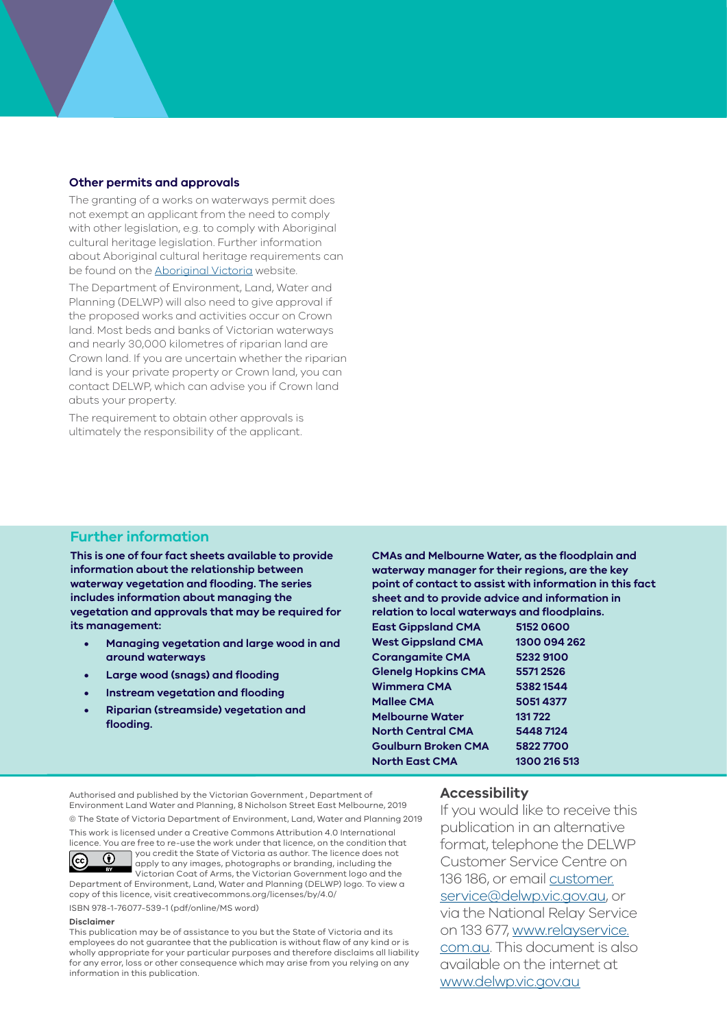## Other permits and approvals

The granting of a works on waterways permit does not exempt an applicant from the need to comply with other legislation, e.g. to comply with Aboriginal cultural heritage legislation. Further information about Aboriginal cultural heritage requirements can be found on the Aboriginal Victoria website.

The Department of Environment, Land, Water and Planning (DELWP) will also need to give approval if the proposed works and activities occur on Crown land. Most beds and banks of Victorian waterways and nearly 30,000 kilometres of riparian land are Crown land. If you are uncertain whether the riparian land is your private property or Crown land, you can contact DELWP, which can advise you if Crown land abuts your property.

The requirement to obtain other approvals is ultimately the responsibility of the applicant.

## Further information

**This is one of four fact sheets available to provide information about the relationship between waterway vegetation and flooding. The series includes information about managing the vegetation and approvals that may be required for its management:**

- **Managing vegetation and large wood in and around waterways**
- **Large wood (snags) and flooding**
- **Instream vegetation and flooding**
- **Riparian (streamside) vegetation and flooding.**

**CMAs and Melbourne Water, as the floodplain and waterway manager for their regions, are the key point of contact to assist with information in this fact sheet and to provide advice and information in relation to local waterways and floodplains.**

| | |
|---|---|
| **East Gippsland CMA** | **5152 0600** |
| **West Gippsland CMA** | **1300 094 262** |
| **Corangamite CMA** | **5232 9100** |
| **Glenelg Hopkins CMA** | **5571 2526** |
| **Wimmera CMA** | **5382 1544** |
| **Mallee CMA** | **5051 4377** |
| **Melbourne Water** | **131 722** |
| **North Central CMA** | **5448 7124** |
| **Goulburn Broken CMA** | **5822 7700** |
| **North East CMA** | **1300 216 513** |

Authorised and published by the Victorian Government , Department of Environment Land Water and Planning, 8 Nicholson Street East Melbourne, 2019

© The State of Victoria Department of Environment, Land, Water and Planning 2019

This work is licensed under a Creative Commons Attribution 4.0 International licence. You are free to re-use the work under that licence, on the condition that you credit the State of Victoria as author. The licence does not apply to any images, photographs or branding, including the Victorian Coat of Arms, the Victorian Government logo and the Department of Environment, Land, Water and Planning (DELWP) logo. To view a copy of this licence, visit creativecommons.org/licenses/by/4.0/

ISBN 978-1-76077-539-1 (pdf/online/MS word)

**Disclaimer**

This publication may be of assistance to you but the State of Victoria and its employees do not guarantee that the publication is without flaw of any kind or is wholly appropriate for your particular purposes and therefore disclaims all liability for any error, loss or other consequence which may arise from you relying on any information in this publication.

### Accessibility

If you would like to receive this publication in an alternative format, telephone the DELWP Customer Service Centre on 136 186, or email customer.service@delwp.vic.gov.au, or via the National Relay Service on 133 677, www.relayservice.com.au. This document is also available on the internet at www.delwp.vic.gov.au